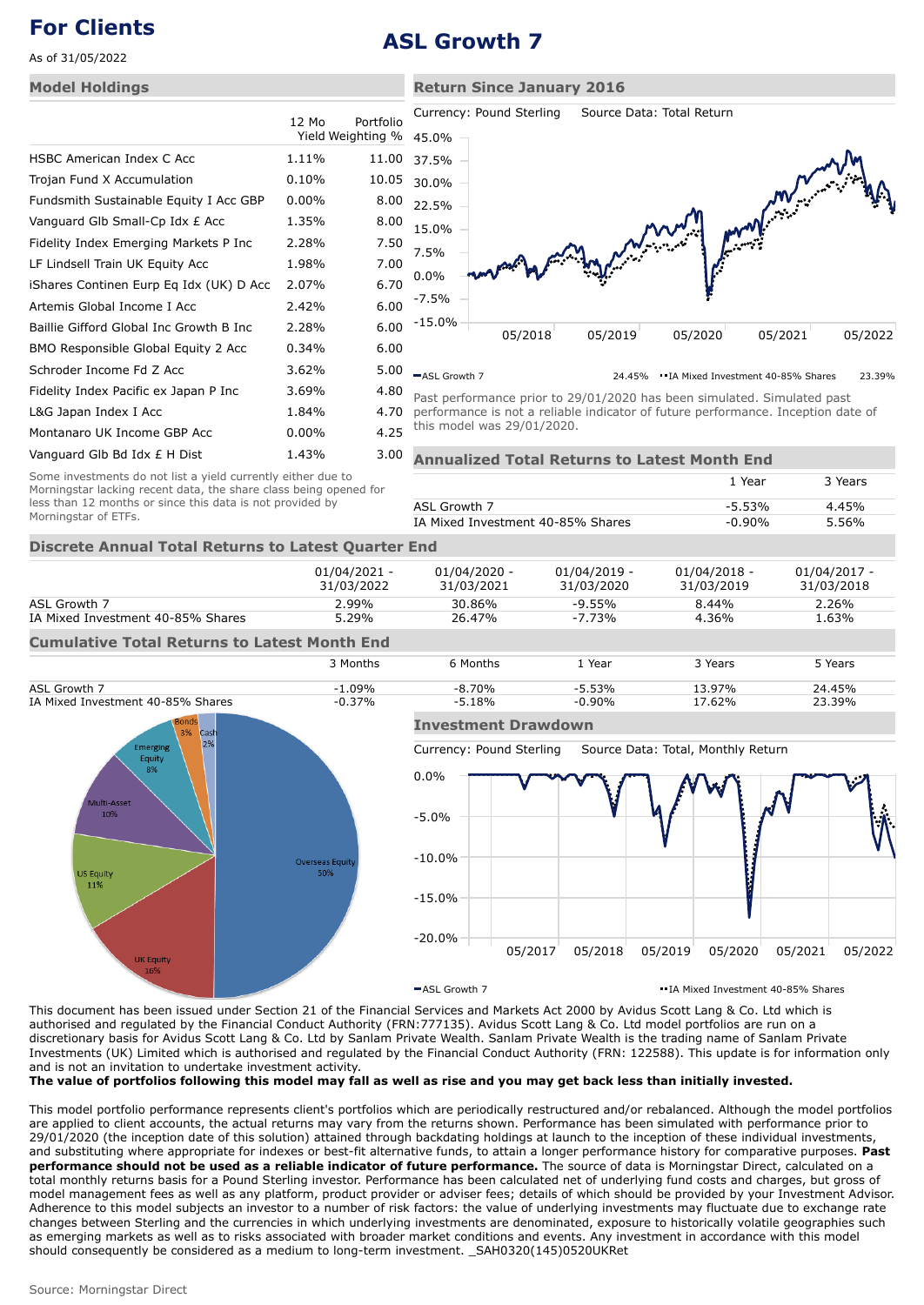# For Clients

As of 31/05/2022

# ASL Growth 7

## Model Holdings

| | 12 Mo Yield | Portfolio Weighting % |
|---|---|---|
| HSBC American Index C Acc | 1.11% | 11.00 |
| Trojan Fund X Accumulation | 0.10% | 10.05 |
| Fundsmith Sustainable Equity I Acc GBP | 0.00% | 8.00 |
| Vanguard Glb Small-Cp Idx £ Acc | 1.35% | 8.00 |
| Fidelity Index Emerging Markets P Inc | 2.28% | 7.50 |
| LF Lindsell Train UK Equity Acc | 1.98% | 7.00 |
| iShares Continen Eurp Eq Idx (UK) D Acc | 2.07% | 6.70 |
| Artemis Global Income I Acc | 2.42% | 6.00 |
| Baillie Gifford Global Inc Growth B Inc | 2.28% | 6.00 |
| BMO Responsible Global Equity 2 Acc | 0.34% | 6.00 |
| Schroder Income Fd Z Acc | 3.62% | 5.00 |
| Fidelity Index Pacific ex Japan P Inc | 3.69% | 4.80 |
| L&G Japan Index I Acc | 1.84% | 4.70 |
| Montanaro UK Income GBP Acc | 0.00% | 4.25 |
| Vanguard Glb Bd Idx £ H Dist | 1.43% | 3.00 |

Some investments do not list a yield currently either due to Morningstar lacking recent data, the share class being opened for less than 12 months or since this data is not provided by Morningstar of ETFs.

## Return Since January 2016

Currency: Pound Sterling Source Data: Total Return

ASL Growth 7 24.45% IA Mixed Investment 40-85% Shares 23.39%

Past performance prior to 29/01/2020 has been simulated. Simulated past performance is not a reliable indicator of future performance. Inception date of this model was 29/01/2020.

## Annualized Total Returns to Latest Month End

| | 1 Year | 3 Years |
|---|---|---|
| ASL Growth 7 | -5.53% | 4.45% |
| IA Mixed Investment 40-85% Shares | -0.90% | 5.56% |

## Discrete Annual Total Returns to Latest Quarter End

| | 01/04/2021 - 31/03/2022 | 01/04/2020 - 31/03/2021 | 01/04/2019 - 31/03/2020 | 01/04/2018 - 31/03/2019 | 01/04/2017 - 31/03/2018 |
|---|---|---|---|---|---|
| ASL Growth 7 | 2.99% | 30.86% | -9.55% | 8.44% | 2.26% |
| IA Mixed Investment 40-85% Shares | 5.29% | 26.47% | -7.73% | 4.36% | 1.63% |

## Cumulative Total Returns to Latest Month End

| | 3 Months | 6 Months | 1 Year | 3 Years | 5 Years |
|---|---|---|---|---|---|
| ASL Growth 7 | -1.09% | -8.70% | -5.53% | 13.97% | 24.45% |
| IA Mixed Investment 40-85% Shares | -0.37% | -5.18% | -0.90% | 17.62% | 23.39% |

Overseas Equity 50%, UK Equity 16%, US Equity 11%, Multi-Asset 10%, Emerging Equity 8%, Bonds 3%, Cash 2%

## Investment Drawdown

Currency: Pound Sterling Source Data: Total, Monthly Return

ASL Growth 7 IA Mixed Investment 40-85% Shares

This document has been issued under Section 21 of the Financial Services and Markets Act 2000 by Avidus Scott Lang & Co. Ltd which is authorised and regulated by the Financial Conduct Authority (FRN:777135). Avidus Scott Lang & Co. Ltd model portfolios are run on a discretionary basis for Avidus Scott Lang & Co. Ltd by Sanlam Private Wealth. Sanlam Private Wealth is the trading name of Sanlam Private Investments (UK) Limited which is authorised and regulated by the Financial Conduct Authority (FRN: 122588). This update is for information only and is not an invitation to undertake investment activity.

**The value of portfolios following this model may fall as well as rise and you may get back less than initially invested.**

This model portfolio performance represents client's portfolios which are periodically restructured and/or rebalanced. Although the model portfolios are applied to client accounts, the actual returns may vary from the returns shown. Performance has been simulated with performance prior to 29/01/2020 (the inception date of this solution) attained through backdating holdings at launch to the inception of these individual investments, and substituting where appropriate for indexes or best-fit alternative funds, to attain a longer performance history for comparative purposes. **Past performance should not be used as a reliable indicator of future performance.** The source of data is Morningstar Direct, calculated on a total monthly returns basis for a Pound Sterling investor. Performance has been calculated net of underlying fund costs and charges, but gross of model management fees as well as any platform, product provider or adviser fees; details of which should be provided by your Investment Advisor. Adherence to this model subjects an investor to a number of risk factors: the value of underlying investments may fluctuate due to exchange rate changes between Sterling and the currencies in which underlying investments are denominated, exposure to historically volatile geographies such as emerging markets as well as to risks associated with broader market conditions and events. Any investment in accordance with this model should consequently be considered as a medium to long-term investment. _SAH0320(145)0520UKRet

Source: Morningstar Direct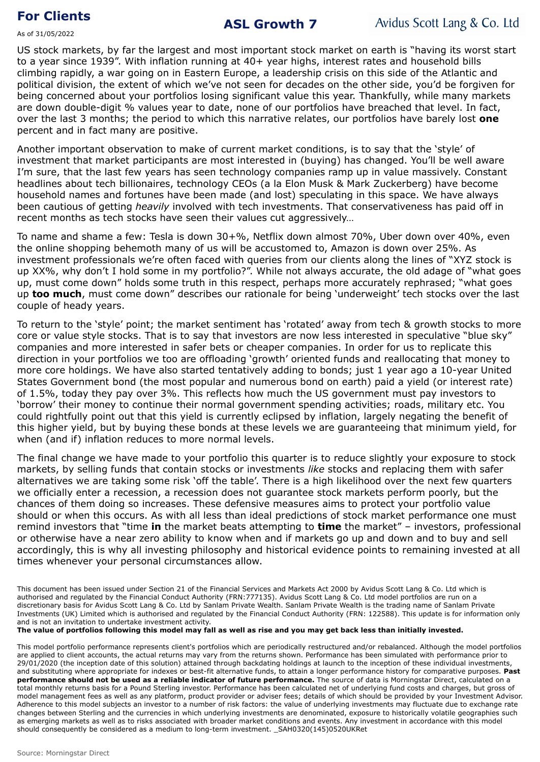**For Clients**

As of 31/05/2022

# ASL Growth 7

Avidus Scott Lang & Co. Ltd

US stock markets, by far the largest and most important stock market on earth is "having its worst start to a year since 1939". With inflation running at 40+ year highs, interest rates and household bills climbing rapidly, a war going on in Eastern Europe, a leadership crisis on this side of the Atlantic and political division, the extent of which we've not seen for decades on the other side, you'd be forgiven for being concerned about your portfolios losing significant value this year. Thankfully, while many markets are down double-digit % values year to date, none of our portfolios have breached that level. In fact, over the last 3 months; the period to which this narrative relates, our portfolios have barely lost **one** percent and in fact many are positive.

Another important observation to make of current market conditions, is to say that the 'style' of investment that market participants are most interested in (buying) has changed. You'll be well aware I'm sure, that the last few years has seen technology companies ramp up in value massively. Constant headlines about tech billionaires, technology CEOs (a la Elon Musk & Mark Zuckerberg) have become household names and fortunes have been made (and lost) speculating in this space. We have always been cautious of getting *heavily* involved with tech investments. That conservativeness has paid off in recent months as tech stocks have seen their values cut aggressively…

To name and shame a few: Tesla is down 30+%, Netflix down almost 70%, Uber down over 40%, even the online shopping behemoth many of us will be accustomed to, Amazon is down over 25%. As investment professionals we're often faced with queries from our clients along the lines of "XYZ stock is up XX%, why don't I hold some in my portfolio?". While not always accurate, the old adage of "what goes up, must come down" holds some truth in this respect, perhaps more accurately rephrased; "what goes up **too much**, must come down" describes our rationale for being 'underweight' tech stocks over the last couple of heady years.

To return to the 'style' point; the market sentiment has 'rotated' away from tech & growth stocks to more core or value style stocks. That is to say that investors are now less interested in speculative "blue sky" companies and more interested in safer bets or cheaper companies. In order for us to replicate this direction in your portfolios we too are offloading 'growth' oriented funds and reallocating that money to more core holdings. We have also started tentatively adding to bonds; just 1 year ago a 10-year United States Government bond (the most popular and numerous bond on earth) paid a yield (or interest rate) of 1.5%, today they pay over 3%. This reflects how much the US government must pay investors to 'borrow' their money to continue their normal government spending activities; roads, military etc. You could rightfully point out that this yield is currently eclipsed by inflation, largely negating the benefit of this higher yield, but by buying these bonds at these levels we are guaranteeing that minimum yield, for when (and if) inflation reduces to more normal levels.

The final change we have made to your portfolio this quarter is to reduce slightly your exposure to stock markets, by selling funds that contain stocks or investments *like* stocks and replacing them with safer alternatives we are taking some risk 'off the table'. There is a high likelihood over the next few quarters we officially enter a recession, a recession does not guarantee stock markets perform poorly, but the chances of them doing so increases. These defensive measures aims to protect your portfolio value should or when this occurs. As with all less than ideal predictions of stock market performance one must remind investors that "time **in** the market beats attempting to **time** the market" – investors, professional or otherwise have a near zero ability to know when and if markets go up and down and to buy and sell accordingly, this is why all investing philosophy and historical evidence points to remaining invested at all times whenever your personal circumstances allow.

This document has been issued under Section 21 of the Financial Services and Markets Act 2000 by Avidus Scott Lang & Co. Ltd which is authorised and regulated by the Financial Conduct Authority (FRN:777135). Avidus Scott Lang & Co. Ltd model portfolios are run on a discretionary basis for Avidus Scott Lang & Co. Ltd by Sanlam Private Wealth. Sanlam Private Wealth is the trading name of Sanlam Private Investments (UK) Limited which is authorised and regulated by the Financial Conduct Authority (FRN: 122588). This update is for information only and is not an invitation to undertake investment activity.

**The value of portfolios following this model may fall as well as rise and you may get back less than initially invested.**

This model portfolio performance represents client's portfolios which are periodically restructured and/or rebalanced. Although the model portfolios are applied to client accounts, the actual returns may vary from the returns shown. Performance has been simulated with performance prior to 29/01/2020 (the inception date of this solution) attained through backdating holdings at launch to the inception of these individual investments, and substituting where appropriate for indexes or best-fit alternative funds, to attain a longer performance history for comparative purposes. **Past performance should not be used as a reliable indicator of future performance.** The source of data is Morningstar Direct, calculated on a total monthly returns basis for a Pound Sterling investor. Performance has been calculated net of underlying fund costs and charges, but gross of model management fees as well as any platform, product provider or adviser fees; details of which should be provided by your Investment Advisor. Adherence to this model subjects an investor to a number of risk factors: the value of underlying investments may fluctuate due to exchange rate changes between Sterling and the currencies in which underlying investments are denominated, exposure to historically volatile geographies such as emerging markets as well as to risks associated with broader market conditions and events. Any investment in accordance with this model should consequently be considered as a medium to long-term investment. _SAH0320(145)0520UKRet

Source: Morningstar Direct